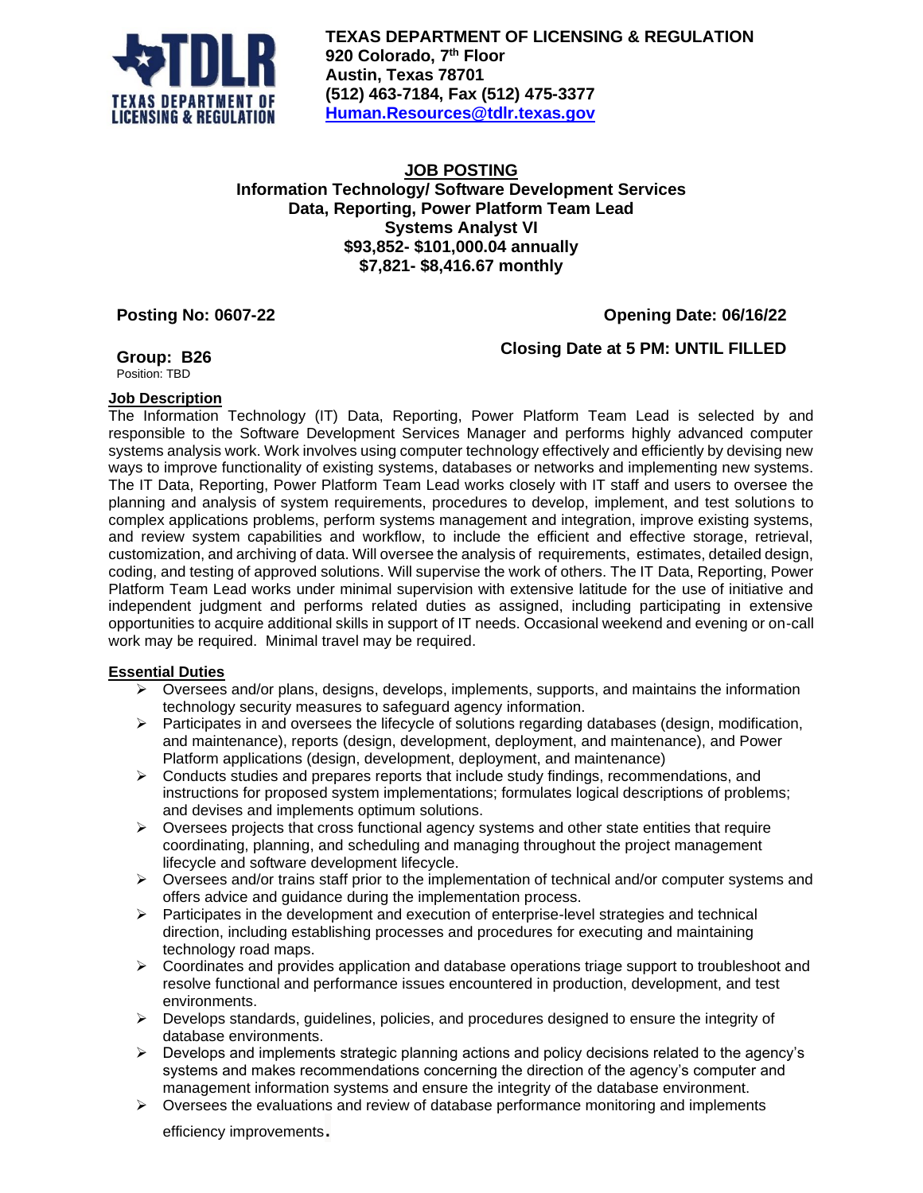**TEXAS DEPARTMENT OF LICENSING & REGULATION**
**920 Colorado, 7th Floor**
**Austin, Texas 78701**
**(512) 463-7184, Fax (512) 475-3377**
**Human.Resources@tdlr.texas.gov**

# JOB POSTING

## Information Technology/ Software Development Services
## Data, Reporting, Power Platform Team Lead
## Systems Analyst VI
## $93,852- $101,000.04 annually
## $7,821- $8,416.67 monthly

**Posting No: 0607-22** **Opening Date: 06/16/22**

**Group: B26** **Closing Date at 5 PM: UNTIL FILLED**

Position: TBD

### Job Description

The Information Technology (IT) Data, Reporting, Power Platform Team Lead is selected by and responsible to the Software Development Services Manager and performs highly advanced computer systems analysis work. Work involves using computer technology effectively and efficiently by devising new ways to improve functionality of existing systems, databases or networks and implementing new systems. The IT Data, Reporting, Power Platform Team Lead works closely with IT staff and users to oversee the planning and analysis of system requirements, procedures to develop, implement, and test solutions to complex applications problems, perform systems management and integration, improve existing systems, and review system capabilities and workflow, to include the efficient and effective storage, retrieval, customization, and archiving of data. Will oversee the analysis of requirements, estimates, detailed design, coding, and testing of approved solutions. Will supervise the work of others. The IT Data, Reporting, Power Platform Team Lead works under minimal supervision with extensive latitude for the use of initiative and independent judgment and performs related duties as assigned, including participating in extensive opportunities to acquire additional skills in support of IT needs. Occasional weekend and evening or on-call work may be required. Minimal travel may be required.

### Essential Duties

- Oversees and/or plans, designs, develops, implements, supports, and maintains the information technology security measures to safeguard agency information.
- Participates in and oversees the lifecycle of solutions regarding databases (design, modification, and maintenance), reports (design, development, deployment, and maintenance), and Power Platform applications (design, development, deployment, and maintenance)
- Conducts studies and prepares reports that include study findings, recommendations, and instructions for proposed system implementations; formulates logical descriptions of problems; and devises and implements optimum solutions.
- Oversees projects that cross functional agency systems and other state entities that require coordinating, planning, and scheduling and managing throughout the project management lifecycle and software development lifecycle.
- Oversees and/or trains staff prior to the implementation of technical and/or computer systems and offers advice and guidance during the implementation process.
- Participates in the development and execution of enterprise-level strategies and technical direction, including establishing processes and procedures for executing and maintaining technology road maps.
- Coordinates and provides application and database operations triage support to troubleshoot and resolve functional and performance issues encountered in production, development, and test environments.
- Develops standards, guidelines, policies, and procedures designed to ensure the integrity of database environments.
- Develops and implements strategic planning actions and policy decisions related to the agency's systems and makes recommendations concerning the direction of the agency's computer and management information systems and ensure the integrity of the database environment.
- Oversees the evaluations and review of database performance monitoring and implements efficiency improvements.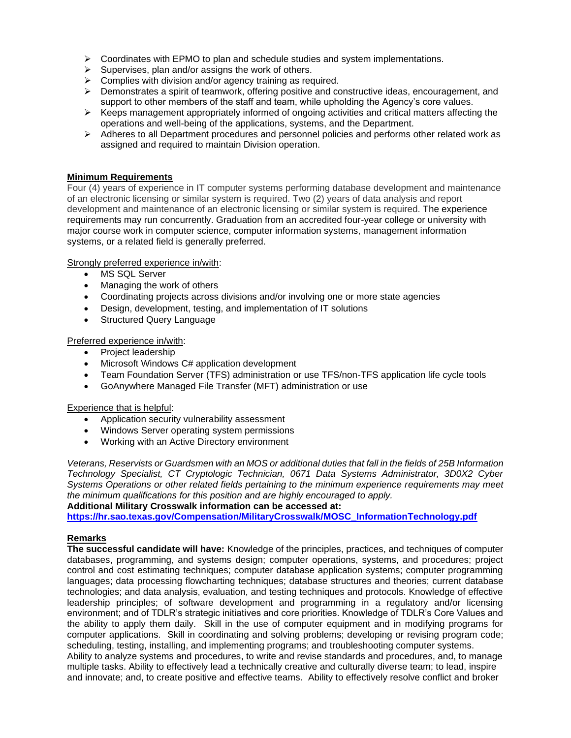- Coordinates with EPMO to plan and schedule studies and system implementations.
- Supervises, plan and/or assigns the work of others.
- Complies with division and/or agency training as required.
- Demonstrates a spirit of teamwork, offering positive and constructive ideas, encouragement, and support to other members of the staff and team, while upholding the Agency's core values.
- Keeps management appropriately informed of ongoing activities and critical matters affecting the operations and well-being of the applications, systems, and the Department.
- Adheres to all Department procedures and personnel policies and performs other related work as assigned and required to maintain Division operation.

**Minimum Requirements**

Four (4) years of experience in IT computer systems performing database development and maintenance of an electronic licensing or similar system is required. Two (2) years of data analysis and report development and maintenance of an electronic licensing or similar system is required. The experience requirements may run concurrently. Graduation from an accredited four-year college or university with major course work in computer science, computer information systems, management information systems, or a related field is generally preferred.

Strongly preferred experience in/with:

- MS SQL Server
- Managing the work of others
- Coordinating projects across divisions and/or involving one or more state agencies
- Design, development, testing, and implementation of IT solutions
- Structured Query Language

Preferred experience in/with:

- Project leadership
- Microsoft Windows C# application development
- Team Foundation Server (TFS) administration or use TFS/non-TFS application life cycle tools
- GoAnywhere Managed File Transfer (MFT) administration or use

Experience that is helpful:

- Application security vulnerability assessment
- Windows Server operating system permissions
- Working with an Active Directory environment

*Veterans, Reservists or Guardsmen with an MOS or additional duties that fall in the fields of 25B Information Technology Specialist, CT Cryptologic Technician, 0671 Data Systems Administrator, 3D0X2 Cyber Systems Operations or other related fields pertaining to the minimum experience requirements may meet the minimum qualifications for this position and are highly encouraged to apply.*

**Additional Military Crosswalk information can be accessed at:**
**https://hr.sao.texas.gov/Compensation/MilitaryCrosswalk/MOSC_InformationTechnology.pdf**

**Remarks**

**The successful candidate will have:** Knowledge of the principles, practices, and techniques of computer databases, programming, and systems design; computer operations, systems, and procedures; project control and cost estimating techniques; computer database application systems; computer programming languages; data processing flowcharting techniques; database structures and theories; current database technologies; and data analysis, evaluation, and testing techniques and protocols. Knowledge of effective leadership principles; of software development and programming in a regulatory and/or licensing environment; and of TDLR's strategic initiatives and core priorities. Knowledge of TDLR's Core Values and the ability to apply them daily. Skill in the use of computer equipment and in modifying programs for computer applications. Skill in coordinating and solving problems; developing or revising program code; scheduling, testing, installing, and implementing programs; and troubleshooting computer systems.
Ability to analyze systems and procedures, to write and revise standards and procedures, and, to manage multiple tasks. Ability to effectively lead a technically creative and culturally diverse team; to lead, inspire and innovate; and, to create positive and effective teams. Ability to effectively resolve conflict and broker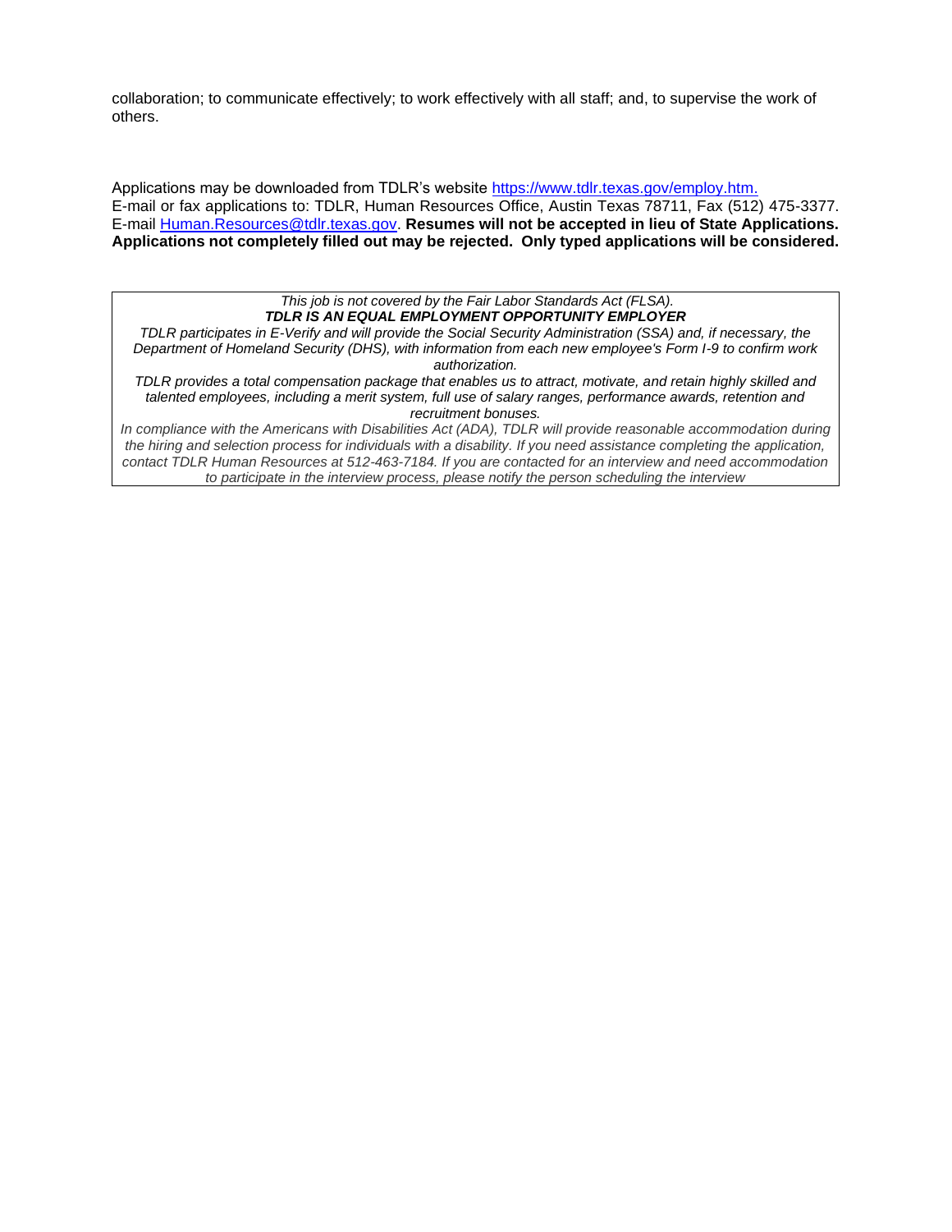collaboration; to communicate effectively; to work effectively with all staff; and, to supervise the work of others.

Applications may be downloaded from TDLR's website [https://www.tdlr.texas.gov/employ.htm.](https://www.tdlr.texas.gov/employ.htm)
E-mail or fax applications to: TDLR, Human Resources Office, Austin Texas 78711, Fax (512) 475-3377. E-mail [Human.Resources@tdlr.texas.gov](mailto:Human.Resources@tdlr.texas.gov). **Resumes will not be accepted in lieu of State Applications. Applications not completely filled out may be rejected. Only typed applications will be considered.**

*This job is not covered by the Fair Labor Standards Act (FLSA).*
***TDLR IS AN EQUAL EMPLOYMENT OPPORTUNITY EMPLOYER***
*TDLR participates in E-Verify and will provide the Social Security Administration (SSA) and, if necessary, the Department of Homeland Security (DHS), with information from each new employee's Form I-9 to confirm work authorization.*
*TDLR provides a total compensation package that enables us to attract, motivate, and retain highly skilled and talented employees, including a merit system, full use of salary ranges, performance awards, retention and recruitment bonuses.*
*In compliance with the Americans with Disabilities Act (ADA), TDLR will provide reasonable accommodation during the hiring and selection process for individuals with a disability. If you need assistance completing the application, contact TDLR Human Resources at 512-463-7184. If you are contacted for an interview and need accommodation to participate in the interview process, please notify the person scheduling the interview*